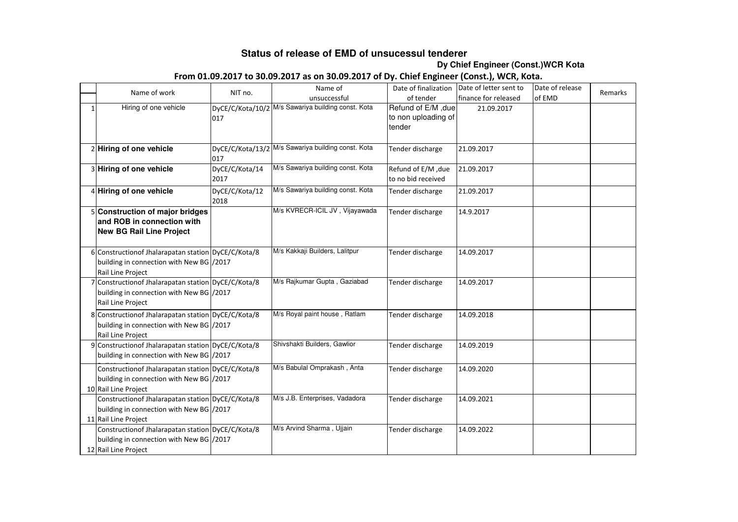# Status of release of EMD of unsucessul tenderer

**Dy Chief Engineer (Const.)WCR Kota**

**From 01.09.2017 to 30.09.2017 as on 30.09.2017 of Dy. Chief Engineer (Const.), WCR, Kota.**

| | Name of work | NIT no. | Name of unsuccessful | Date of finalization of tender | Date of letter sent to finance for released | Date of release of EMD | Remarks |
|---|---|---|---|---|---|---|---|
| 1 | Hiring of one vehicle | DyCE/C/Kota/10/2017 | M/s Sawariya building const. Kota | Refund of E/M ,due to non uploading of tender | 21.09.2017 | | |
| 2 | **Hiring of one vehicle** | DyCE/C/Kota/13/2017 | M/s Sawariya building const. Kota | Tender discharge | 21.09.2017 | | |
| 3 | **Hiring of one vehicle** | DyCE/C/Kota/14 2017 | M/s Sawariya building const. Kota | Refund of E/M ,due to no bid received | 21.09.2017 | | |
| 4 | **Hiring of one vehicle** | DyCE/C/Kota/12 2018 | M/s Sawariya building const. Kota | Tender discharge | 21.09.2017 | | |
| 5 | **Construction of major bridges and ROB in connection with New BG Rail Line Project** | | M/s KVRECR-ICIL JV , Vijayawada | Tender discharge | 14.9.2017 | | |
| 6 | Constructionof Jhalarapatan station building in connection with New BG Rail Line Project | DyCE/C/Kota/8 /2017 | M/s Kakkaji Builders, Lalitpur | Tender discharge | 14.09.2017 | | |
| 7 | Constructionof Jhalarapatan station building in connection with New BG Rail Line Project | DyCE/C/Kota/8 /2017 | M/s Rajkumar Gupta , Gaziabad | Tender discharge | 14.09.2017 | | |
| 8 | Constructionof Jhalarapatan station building in connection with New BG Rail Line Project | DyCE/C/Kota/8 /2017 | M/s Royal paint house , Ratlam | Tender discharge | 14.09.2018 | | |
| 9 | Constructionof Jhalarapatan station building in connection with New BG Rail Line Project | DyCE/C/Kota/8 /2017 | Shivshakti Builders, Gawlior | Tender discharge | 14.09.2019 | | |
| 10 | Constructionof Jhalarapatan station building in connection with New BG Rail Line Project | DyCE/C/Kota/8 /2017 | M/s Babulal Omprakash , Anta | Tender discharge | 14.09.2020 | | |
| 11 | Constructionof Jhalarapatan station building in connection with New BG Rail Line Project | DyCE/C/Kota/8 /2017 | M/s J.B. Enterprises, Vadadora | Tender discharge | 14.09.2021 | | |
| 12 | Constructionof Jhalarapatan station building in connection with New BG Rail Line Project | DyCE/C/Kota/8 /2017 | M/s Arvind Sharma , Ujjain | Tender discharge | 14.09.2022 | | |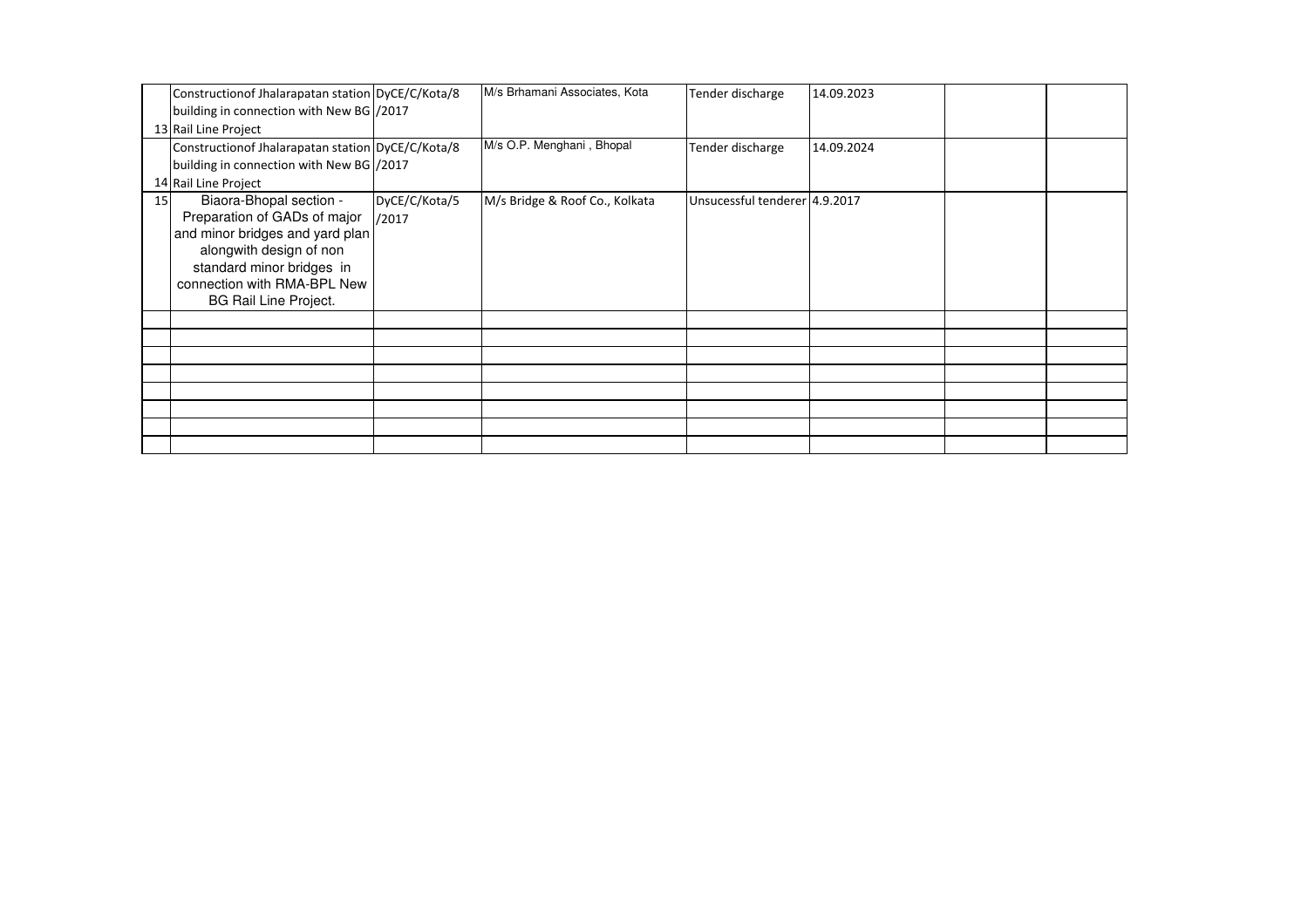| | | | | | | | |
|---|---|---|---|---|---|---|---|
| 13 | Constructionof Jhalarapatan station building in connection with New BG Rail Line Project | DyCE/C/Kota/8 /2017 | M/s Brhamani Associates, Kota | Tender discharge | 14.09.2023 | | |
| 14 | Constructionof Jhalarapatan station building in connection with New BG Rail Line Project | DyCE/C/Kota/8 /2017 | M/s O.P. Menghani , Bhopal | Tender discharge | 14.09.2024 | | |
| 15 | Biaora-Bhopal section - Preparation of GADs of major and minor bridges and yard plan alongwith design of non standard minor bridges in connection with RMA-BPL New BG Rail Line Project. | DyCE/C/Kota/5 /2017 | M/s Bridge & Roof Co., Kolkata | Unsucessful tenderer | 4.9.2017 | | |
| | | | | | | | |
| | | | | | | | |
| | | | | | | | |
| | | | | | | | |
| | | | | | | | |
| | | | | | | | |
| | | | | | | | |
| | | | | | | | |